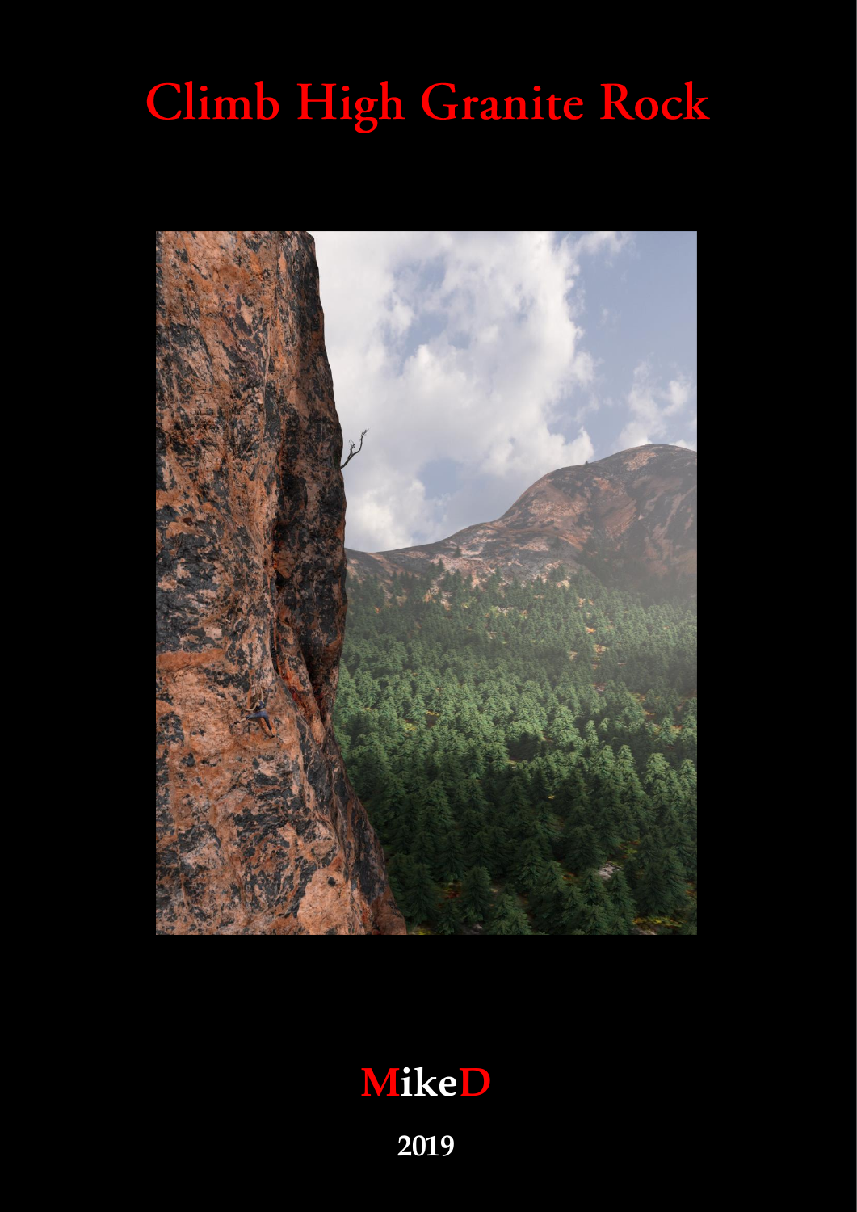# Climb High Granite Rock

**MikeD**

**2019**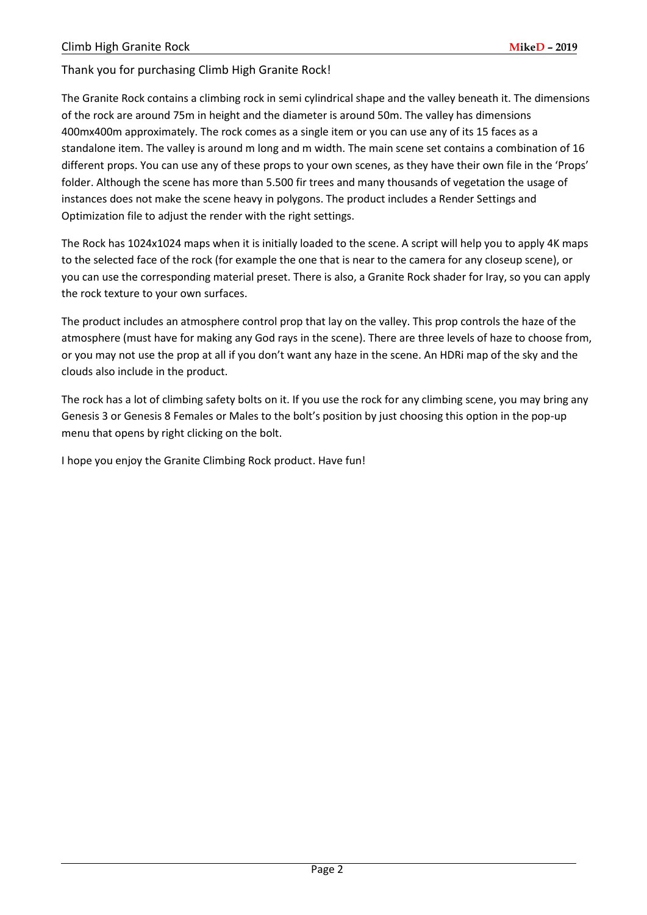Thank you for purchasing Climb High Granite Rock!

The Granite Rock contains a climbing rock in semi cylindrical shape and the valley beneath it. The dimensions of the rock are around 75m in height and the diameter is around 50m. The valley has dimensions 400mx400m approximately. The rock comes as a single item or you can use any of its 15 faces as a standalone item. The valley is around m long and m width. The main scene set contains a combination of 16 different props. You can use any of these props to your own scenes, as they have their own file in the 'Props' folder. Although the scene has more than 5.500 fir trees and many thousands of vegetation the usage of instances does not make the scene heavy in polygons. The product includes a Render Settings and Optimization file to adjust the render with the right settings.

The Rock has 1024x1024 maps when it is initially loaded to the scene. A script will help you to apply 4K maps to the selected face of the rock (for example the one that is near to the camera for any closeup scene), or you can use the corresponding material preset. There is also, a Granite Rock shader for Iray, so you can apply the rock texture to your own surfaces.

The product includes an atmosphere control prop that lay on the valley. This prop controls the haze of the atmosphere (must have for making any God rays in the scene). There are three levels of haze to choose from, or you may not use the prop at all if you don't want any haze in the scene. An HDRi map of the sky and the clouds also include in the product.

The rock has a lot of climbing safety bolts on it. If you use the rock for any climbing scene, you may bring any Genesis 3 or Genesis 8 Females or Males to the bolt's position by just choosing this option in the pop-up menu that opens by right clicking on the bolt.

I hope you enjoy the Granite Climbing Rock product. Have fun!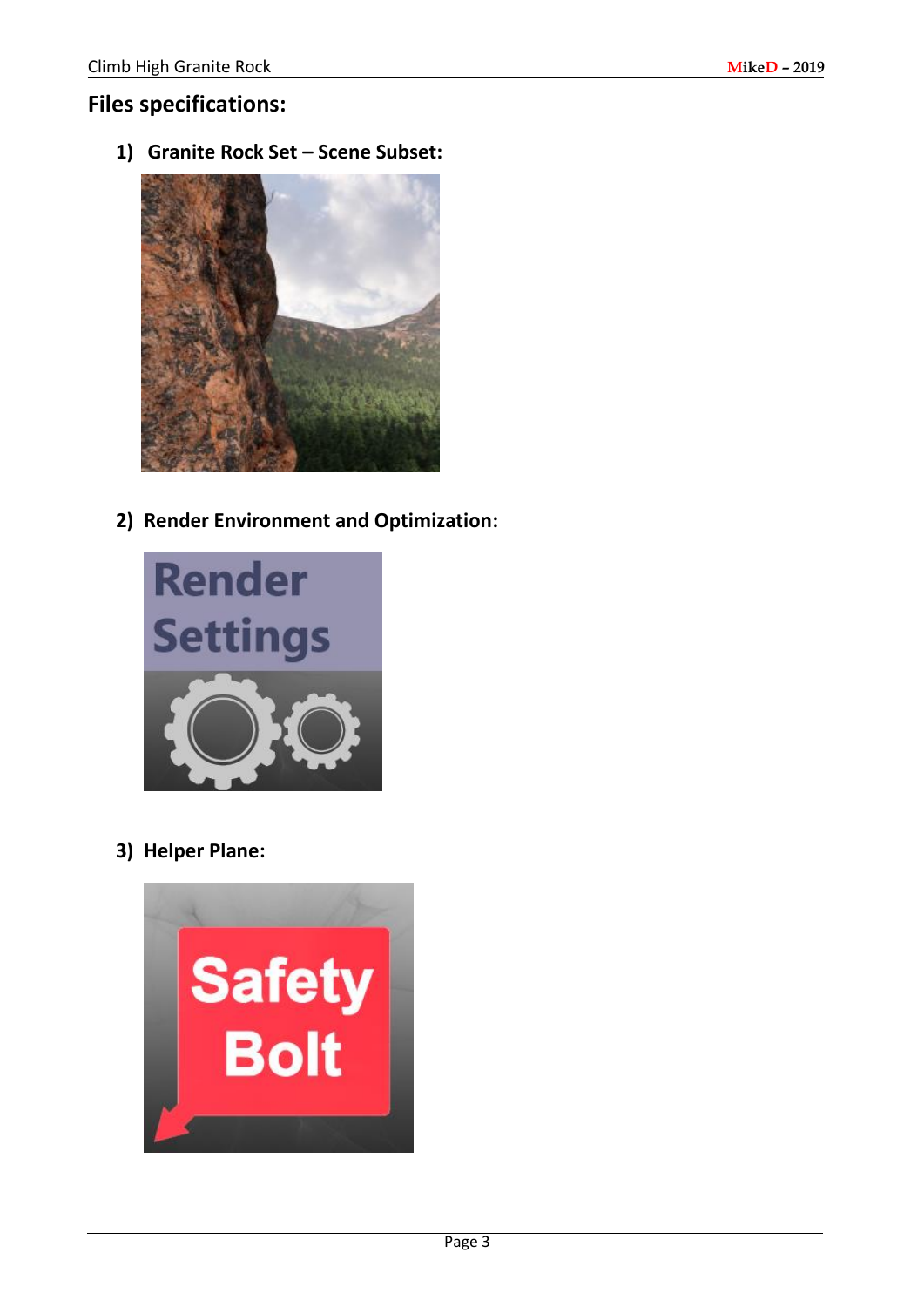## Files specifications:

1) **Granite Rock Set – Scene Subset:**

2) **Render Environment and Optimization:**

3) **Helper Plane:**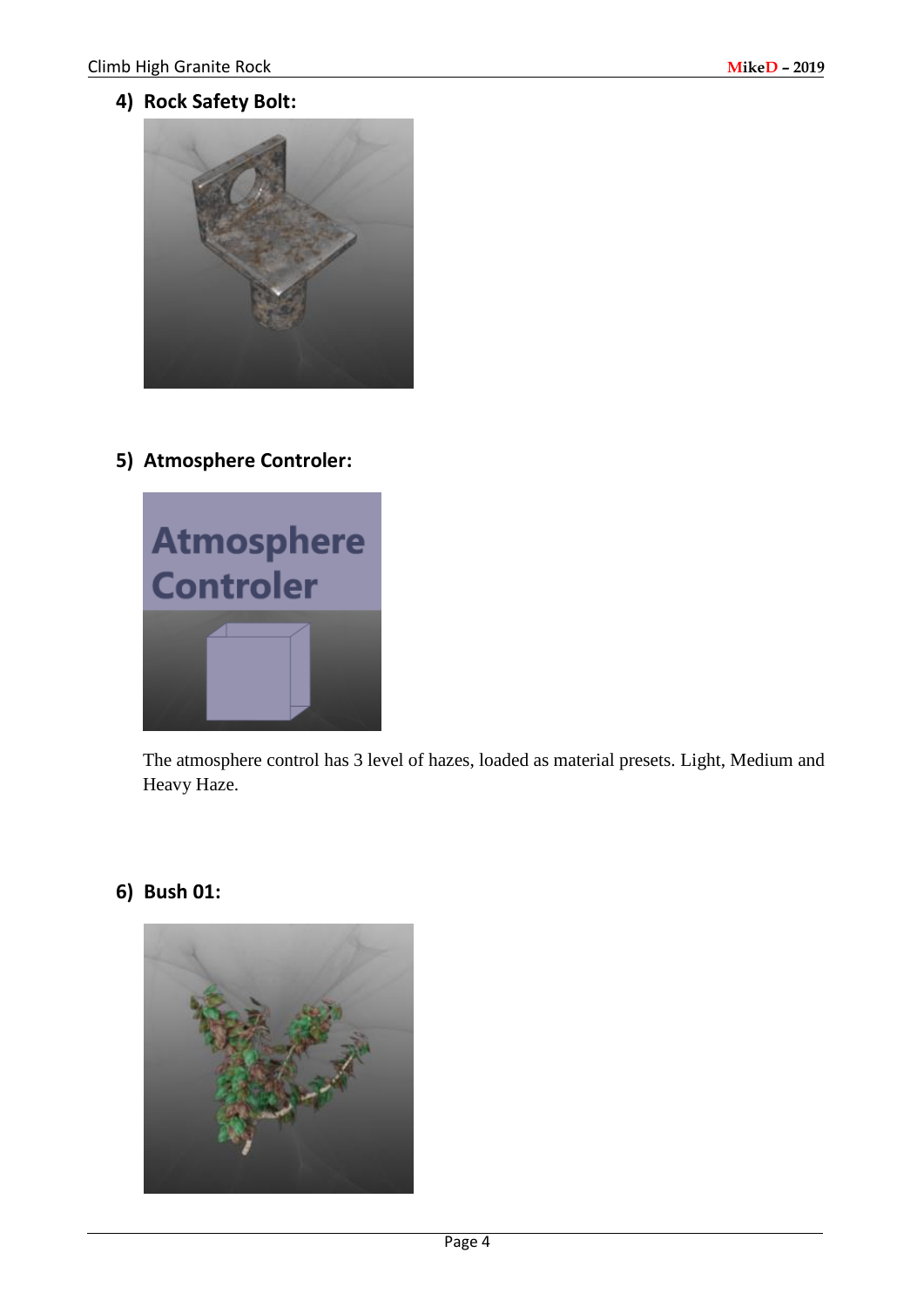## 4) Rock Safety Bolt:

## 5) Atmosphere Controler:

The atmosphere control has 3 level of hazes, loaded as material presets. Light, Medium and Heavy Haze.

## 6) Bush 01: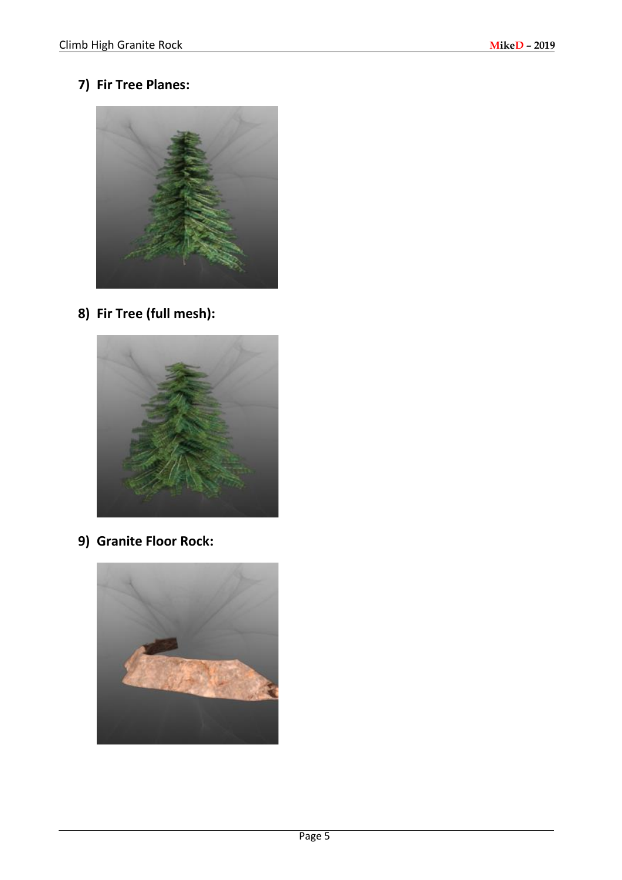## 7) Fir Tree Planes:

## 8) Fir Tree (full mesh):

## 9) Granite Floor Rock: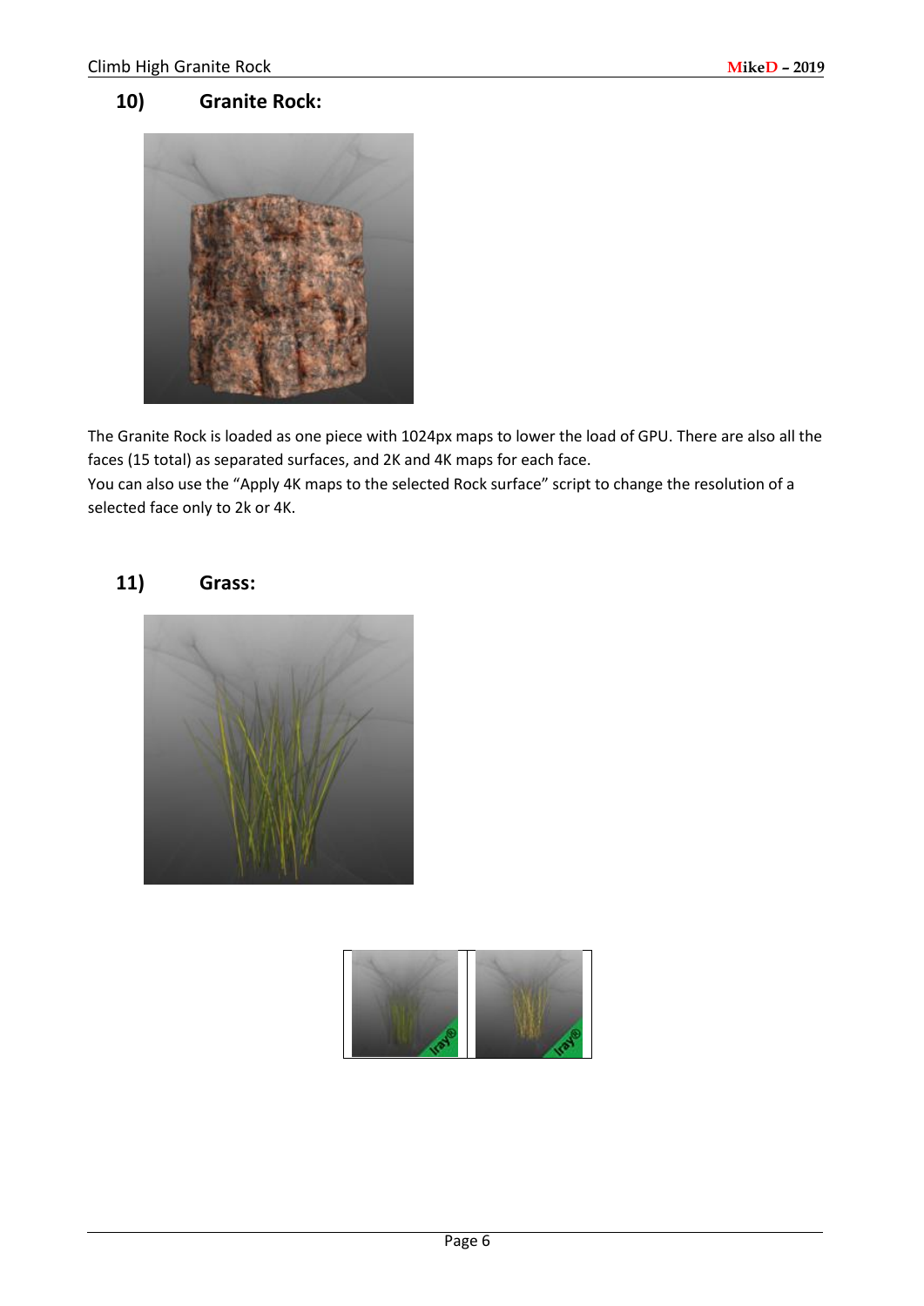## 10) Granite Rock:

The Granite Rock is loaded as one piece with 1024px maps to lower the load of GPU. There are also all the faces (15 total) as separated surfaces, and 2K and 4K maps for each face.
You can also use the “Apply 4K maps to the selected Rock surface” script to change the resolution of a selected face only to 2k or 4K.

## 11) Grass: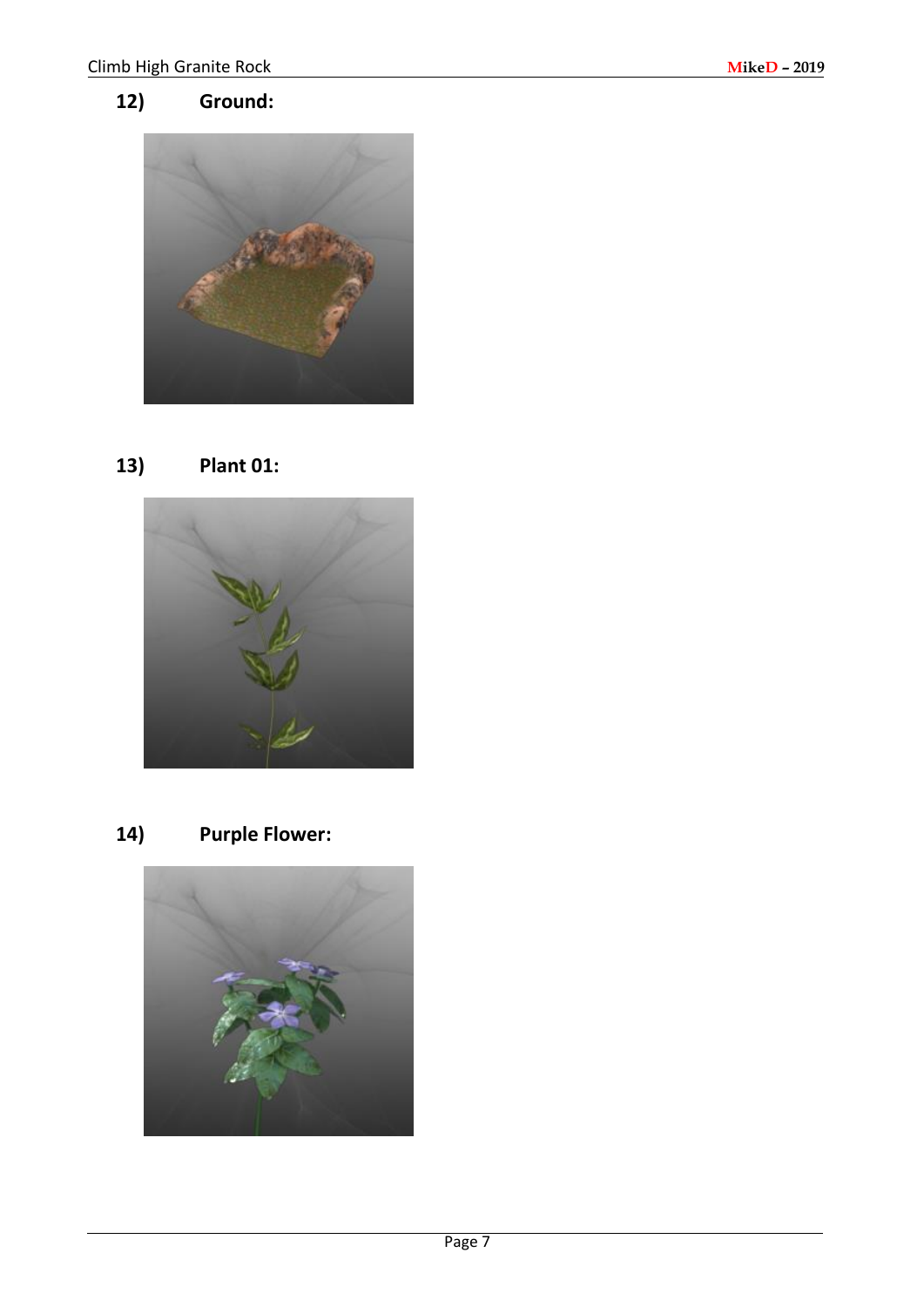## 12) Ground:

## 13) Plant 01:

## 14) Purple Flower: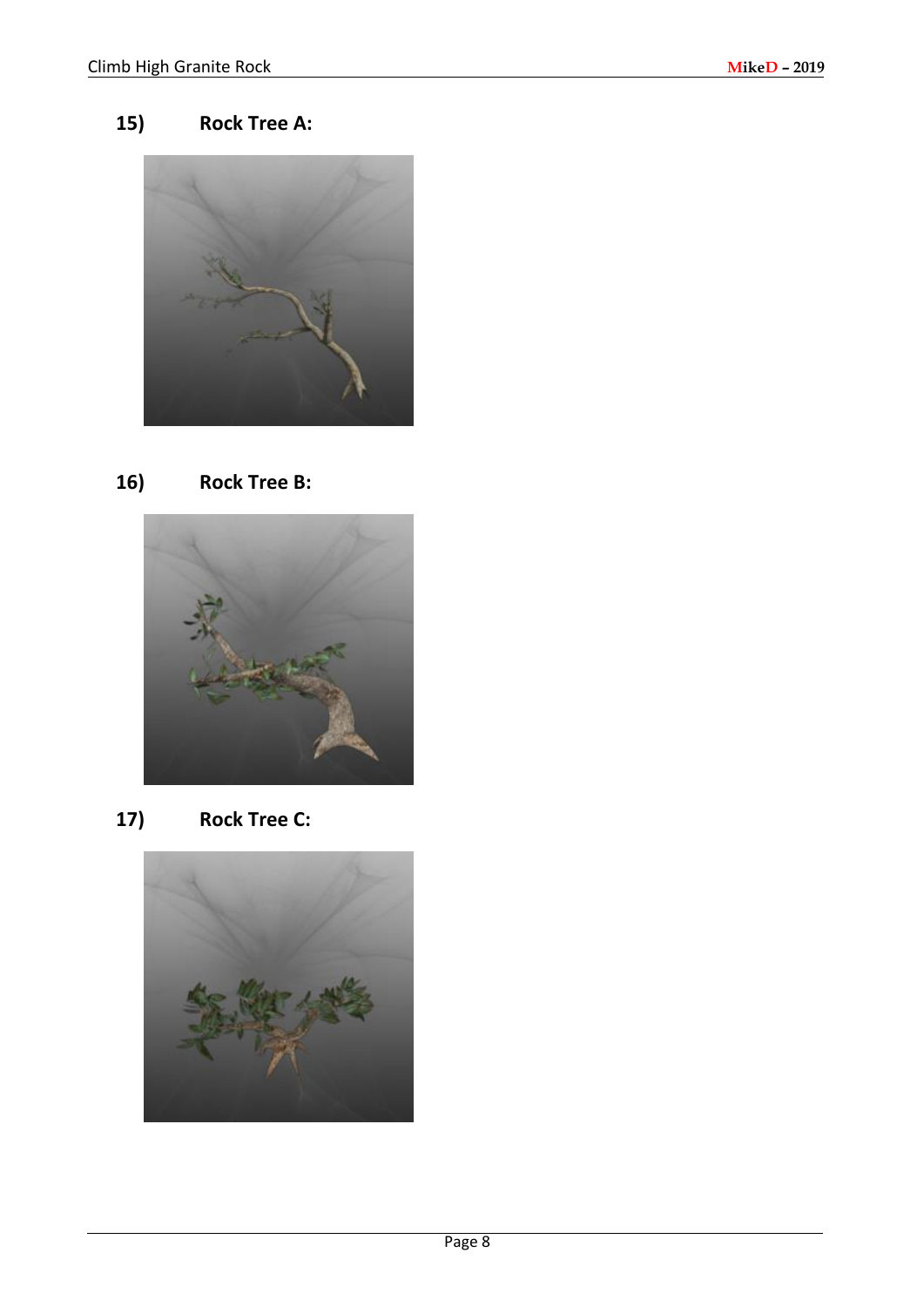## 15) Rock Tree A:

## 16) Rock Tree B:

## 17) Rock Tree C: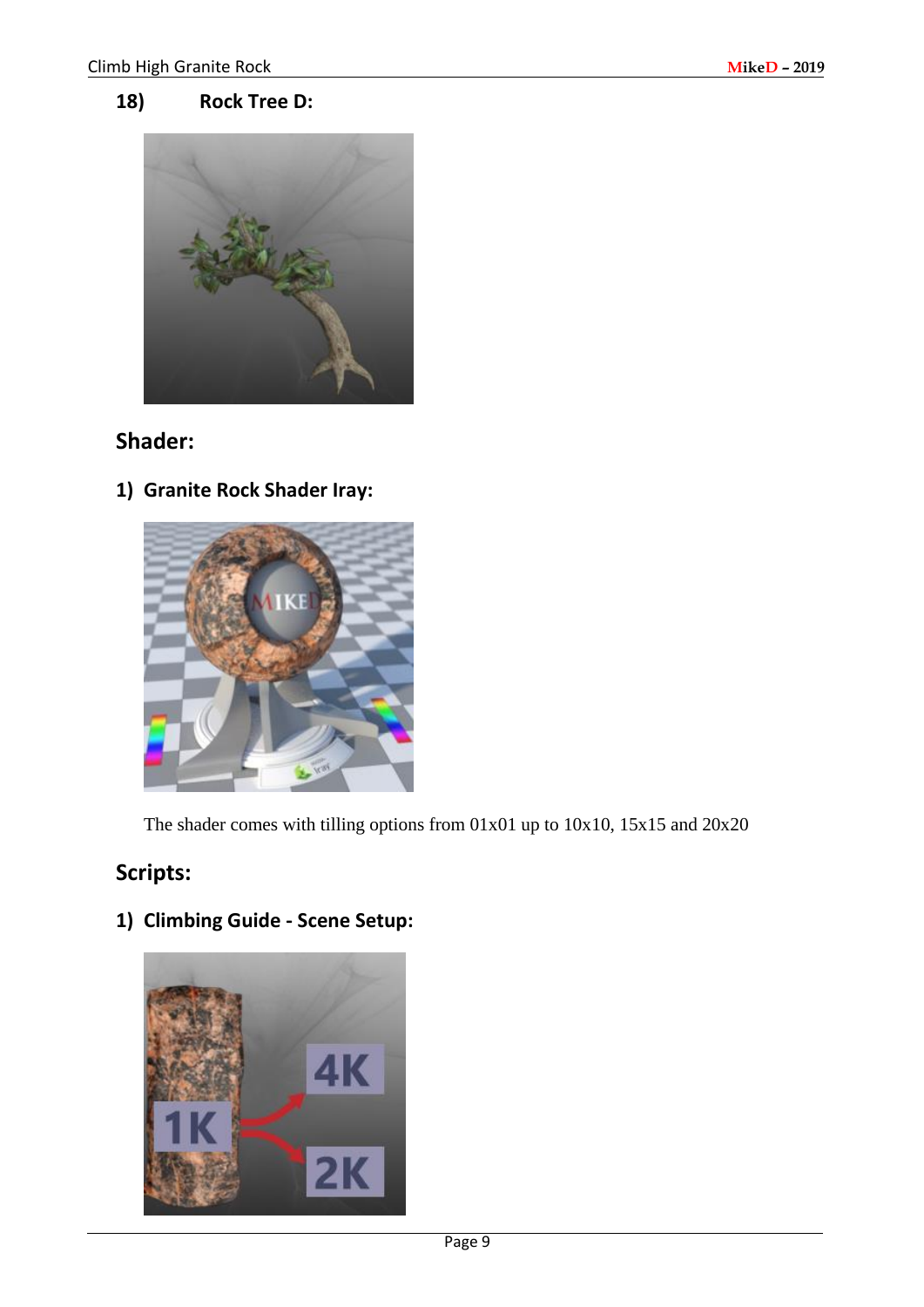## 18) Rock Tree D:

## Shader:

### 1) Granite Rock Shader Iray:

The shader comes with tilling options from 01x01 up to 10x10, 15x15 and 20x20

## Scripts:

### 1) Climbing Guide - Scene Setup: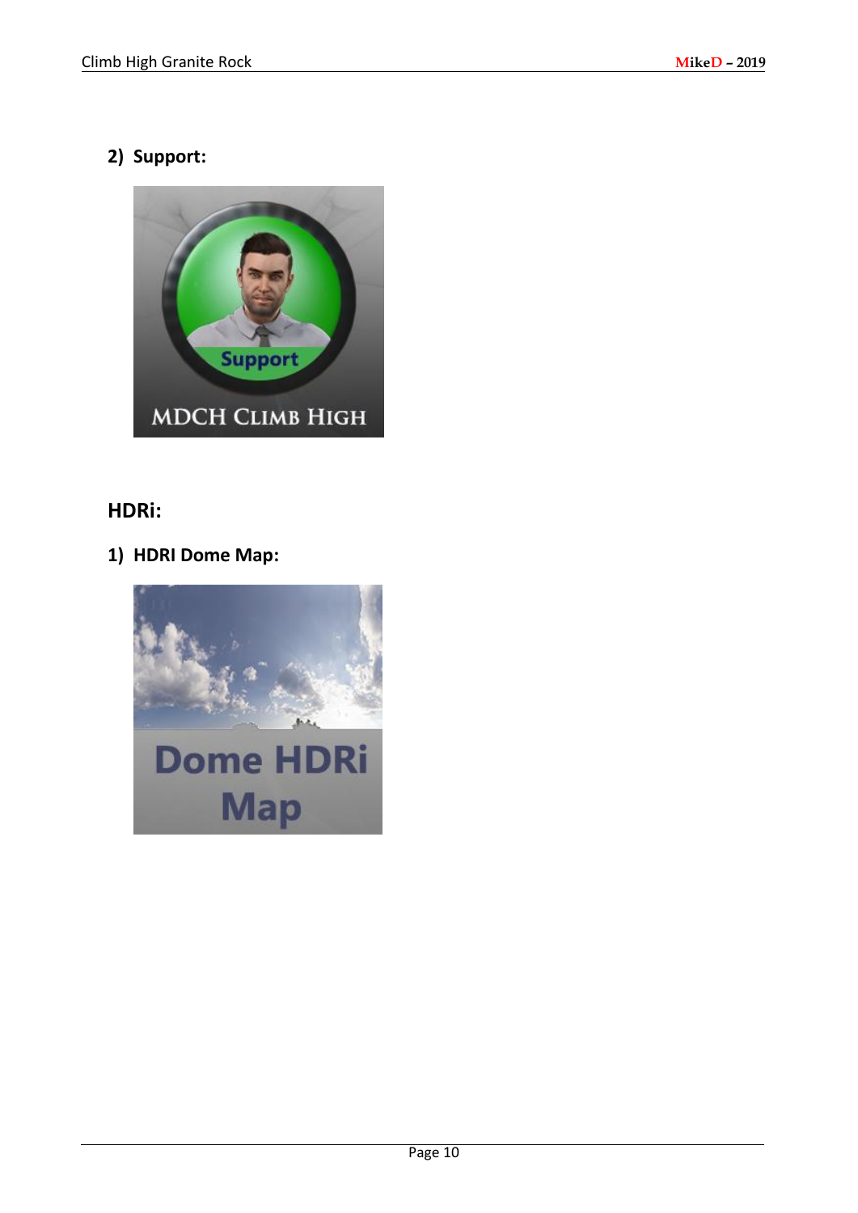## 2) Support:

## HDRi:

## 1) HDRI Dome Map: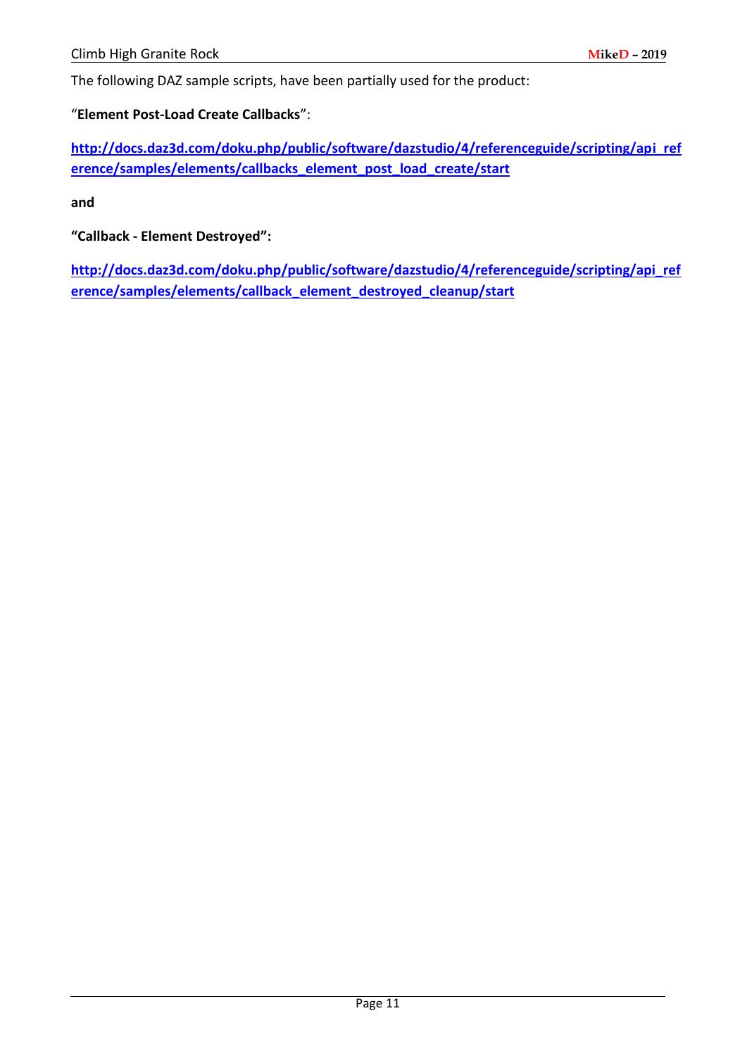The following DAZ sample scripts, have been partially used for the product:

"**Element Post-Load Create Callbacks**":

**http://docs.daz3d.com/doku.php/public/software/dazstudio/4/referenceguide/scripting/api_reference/samples/elements/callbacks_element_post_load_create/start**

**and**

**"Callback - Element Destroyed":**

**http://docs.daz3d.com/doku.php/public/software/dazstudio/4/referenceguide/scripting/api_reference/samples/elements/callback_element_destroyed_cleanup/start**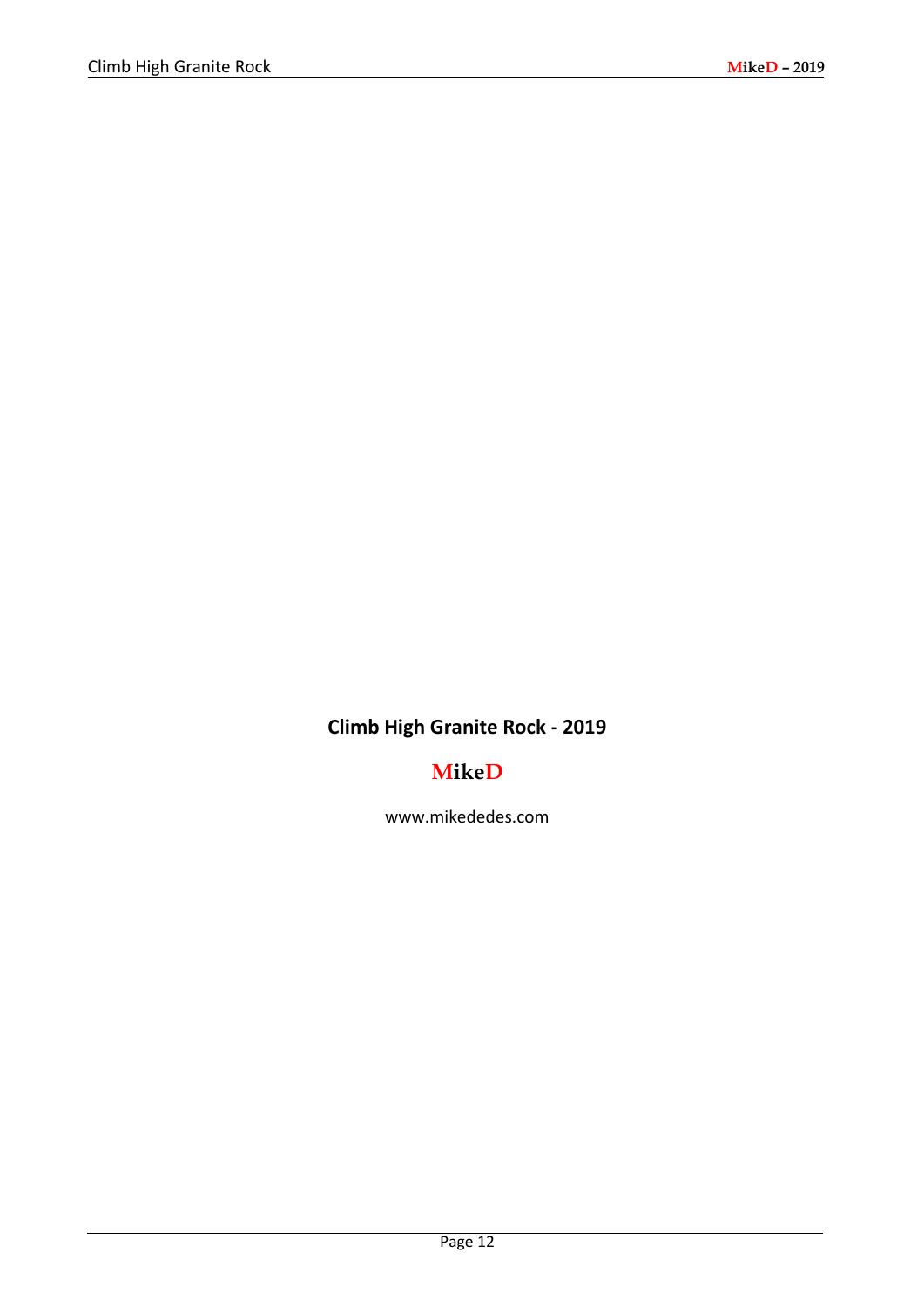**Climb High Granite Rock - 2019**

**MikeD**

www.mikededes.com